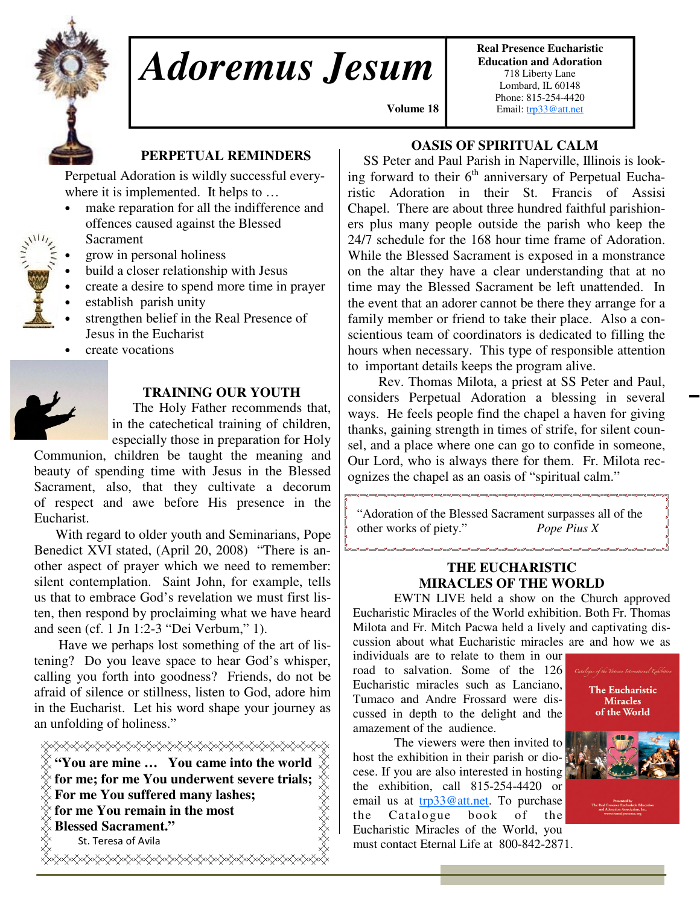# Adoremus Jesum

Volume 18

**Real Presence Eucharistic Education and Adoration**
718 Liberty Lane
Lombard, IL 60148
Phone: 815-254-4420
Email: trp33@att.net

## PERPETUAL REMINDERS

Perpetual Adoration is wildly successful everywhere it is implemented. It helps to …

- make reparation for all the indifference and offences caused against the Blessed Sacrament
- grow in personal holiness
- build a closer relationship with Jesus
- create a desire to spend more time in prayer
- establish parish unity
- strengthen belief in the Real Presence of Jesus in the Eucharist
- create vocations

## TRAINING OUR YOUTH

The Holy Father recommends that, in the catechetical training of children, especially those in preparation for Holy Communion, children be taught the meaning and beauty of spending time with Jesus in the Blessed Sacrament, also, that they cultivate a decorum of respect and awe before His presence in the Eucharist.

With regard to older youth and Seminarians, Pope Benedict XVI stated, (April 20, 2008) "There is another aspect of prayer which we need to remember: silent contemplation. Saint John, for example, tells us that to embrace God's revelation we must first listen, then respond by proclaiming what we have heard and seen (cf. 1 Jn 1:2-3 "Dei Verbum," 1).

Have we perhaps lost something of the art of listening? Do you leave space to hear God's whisper, calling you forth into goodness? Friends, do not be afraid of silence or stillness, listen to God, adore him in the Eucharist. Let his word shape your journey as an unfolding of holiness."

**"You are mine … You came into the world for me; for me You underwent severe trials; For me You suffered many lashes; for me You remain in the most Blessed Sacrament."**
St. Teresa of Avila

## OASIS OF SPIRITUAL CALM

SS Peter and Paul Parish in Naperville, Illinois is looking forward to their 6th anniversary of Perpetual Eucharistic Adoration in their St. Francis of Assisi Chapel. There are about three hundred faithful parishioners plus many people outside the parish who keep the 24/7 schedule for the 168 hour time frame of Adoration. While the Blessed Sacrament is exposed in a monstrance on the altar they have a clear understanding that at no time may the Blessed Sacrament be left unattended. In the event that an adorer cannot be there they arrange for a family member or friend to take their place. Also a conscientious team of coordinators is dedicated to filling the hours when necessary. This type of responsible attention to important details keeps the program alive.

Rev. Thomas Milota, a priest at SS Peter and Paul, considers Perpetual Adoration a blessing in several ways. He feels people find the chapel a haven for giving thanks, gaining strength in times of strife, for silent counsel, and a place where one can go to confide in someone, Our Lord, who is always there for them. Fr. Milota recognizes the chapel as an oasis of "spiritual calm."

"Adoration of the Blessed Sacrament surpasses all of the other works of piety." *Pope Pius X*

## THE EUCHARISTIC MIRACLES OF THE WORLD

EWTN LIVE held a show on the Church approved Eucharistic Miracles of the World exhibition. Both Fr. Thomas Milota and Fr. Mitch Pacwa held a lively and captivating discussion about what Eucharistic miracles are and how we as individuals are to relate to them in our road to salvation. Some of the 126 Eucharistic miracles such as Lanciano, Tumaco and Andre Frossard were discussed in depth to the delight and the amazement of the audience.

The viewers were then invited to host the exhibition in their parish or diocese. If you are also interested in hosting the exhibition, call 815-254-4420 or email us at trp33@att.net. To purchase the Catalogue book of the Eucharistic Miracles of the World, you must contact Eternal Life at 800-842-2871.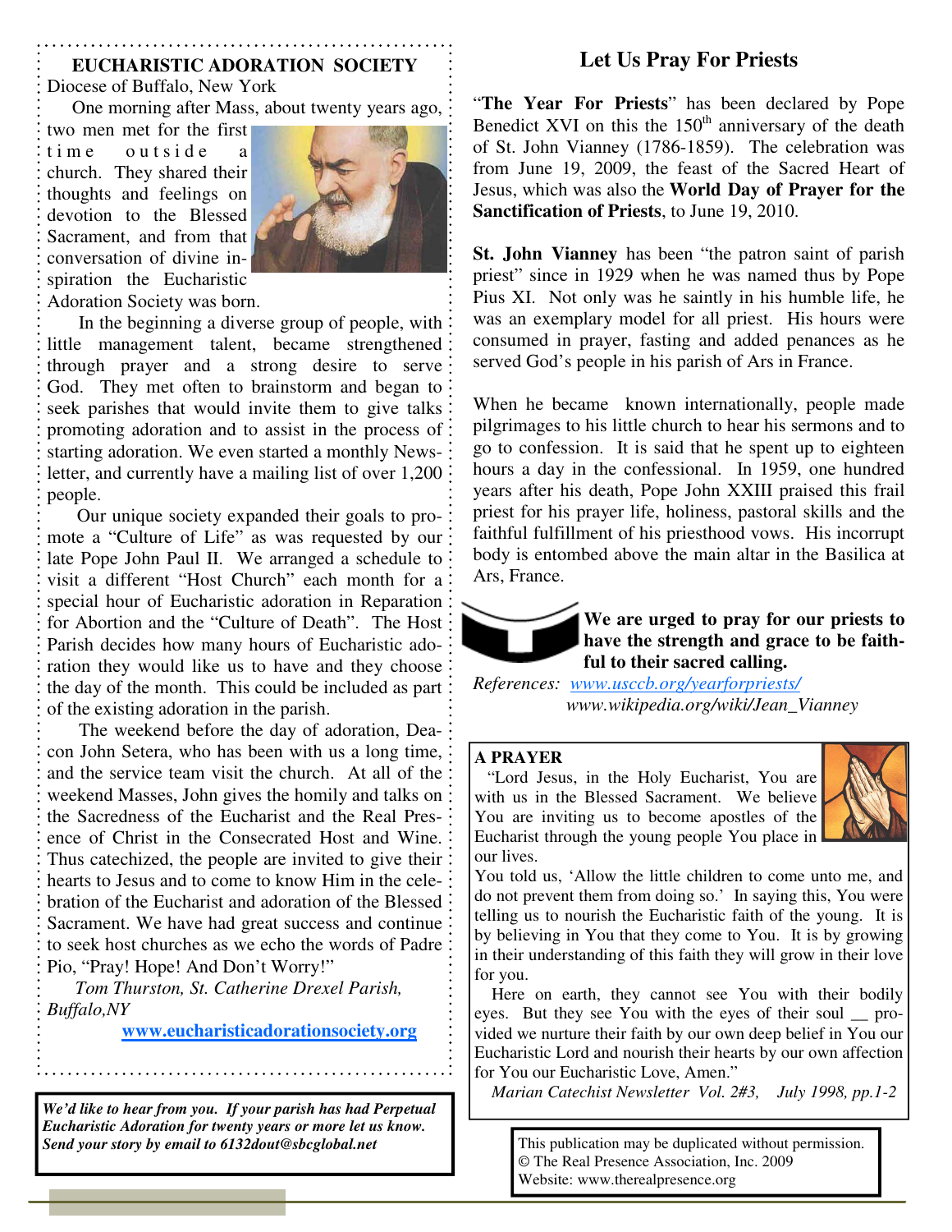## EUCHARISTIC ADORATION SOCIETY

Diocese of Buffalo, New York

One morning after Mass, about twenty years ago, two men met for the first time outside a church. They shared their thoughts and feelings on devotion to the Blessed Sacrament, and from that conversation of divine inspiration the Eucharistic Adoration Society was born.

In the beginning a diverse group of people, with little management talent, became strengthened through prayer and a strong desire to serve God. They met often to brainstorm and began to seek parishes that would invite them to give talks promoting adoration and to assist in the process of starting adoration. We even started a monthly Newsletter, and currently have a mailing list of over 1,200 people.

Our unique society expanded their goals to promote a "Culture of Life" as was requested by our late Pope John Paul II. We arranged a schedule to visit a different "Host Church" each month for a special hour of Eucharistic adoration in Reparation for Abortion and the "Culture of Death". The Host Parish decides how many hours of Eucharistic adoration they would like us to have and they choose the day of the month. This could be included as part of the existing adoration in the parish.

The weekend before the day of adoration, Deacon John Setera, who has been with us a long time, and the service team visit the church. At all of the weekend Masses, John gives the homily and talks on the Sacredness of the Eucharist and the Real Presence of Christ in the Consecrated Host and Wine. Thus catechized, the people are invited to give their hearts to Jesus and to come to know Him in the celebration of the Eucharist and adoration of the Blessed Sacrament. We have had great success and continue to seek host churches as we echo the words of Padre Pio, "Pray! Hope! And Don't Worry!"

*Tom Thurston, St. Catherine Drexel Parish, Buffalo,NY*

**www.eucharisticadorationsociety.org**

***We'd like to hear from you. If your parish has had Perpetual Eucharistic Adoration for twenty years or more let us know. Send your story by email to 6132dout@sbcglobal.net***

## Let Us Pray For Priests

"**The Year For Priests**" has been declared by Pope Benedict XVI on this the 150th anniversary of the death of St. John Vianney (1786-1859). The celebration was from June 19, 2009, the feast of the Sacred Heart of Jesus, which was also the **World Day of Prayer for the Sanctification of Priests**, to June 19, 2010.

**St. John Vianney** has been "the patron saint of parish priest" since in 1929 when he was named thus by Pope Pius XI. Not only was he saintly in his humble life, he was an exemplary model for all priest. His hours were consumed in prayer, fasting and added penances as he served God's people in his parish of Ars in France.

When he became known internationally, people made pilgrimages to his little church to hear his sermons and to go to confession. It is said that he spent up to eighteen hours a day in the confessional. In 1959, one hundred years after his death, Pope John XXIII praised this frail priest for his prayer life, holiness, pastoral skills and the faithful fulfillment of his priesthood vows. His incorrupt body is entombed above the main altar in the Basilica at Ars, France.

**We are urged to pray for our priests to have the strength and grace to be faithful to their sacred calling.**

*References: www.usccb.org/yearforpriests/*
*www.wikipedia.org/wiki/Jean_Vianney*

**A PRAYER**

"Lord Jesus, in the Holy Eucharist, You are with us in the Blessed Sacrament. We believe You are inviting us to become apostles of the Eucharist through the young people You place in our lives.

You told us, 'Allow the little children to come unto me, and do not prevent them from doing so.' In saying this, You were telling us to nourish the Eucharistic faith of the young. It is by believing in You that they come to You. It is by growing in their understanding of this faith they will grow in their love for you.

Here on earth, they cannot see You with their bodily eyes. But they see You with the eyes of their soul __ provided we nurture their faith by our own deep belief in You our Eucharistic Lord and nourish their hearts by our own affection for You our Eucharistic Love, Amen."

*Marian Catechist Newsletter Vol. 2#3, July 1998, pp.1-2*

This publication may be duplicated without permission.
© The Real Presence Association, Inc. 2009
Website: www.therealpresence.org